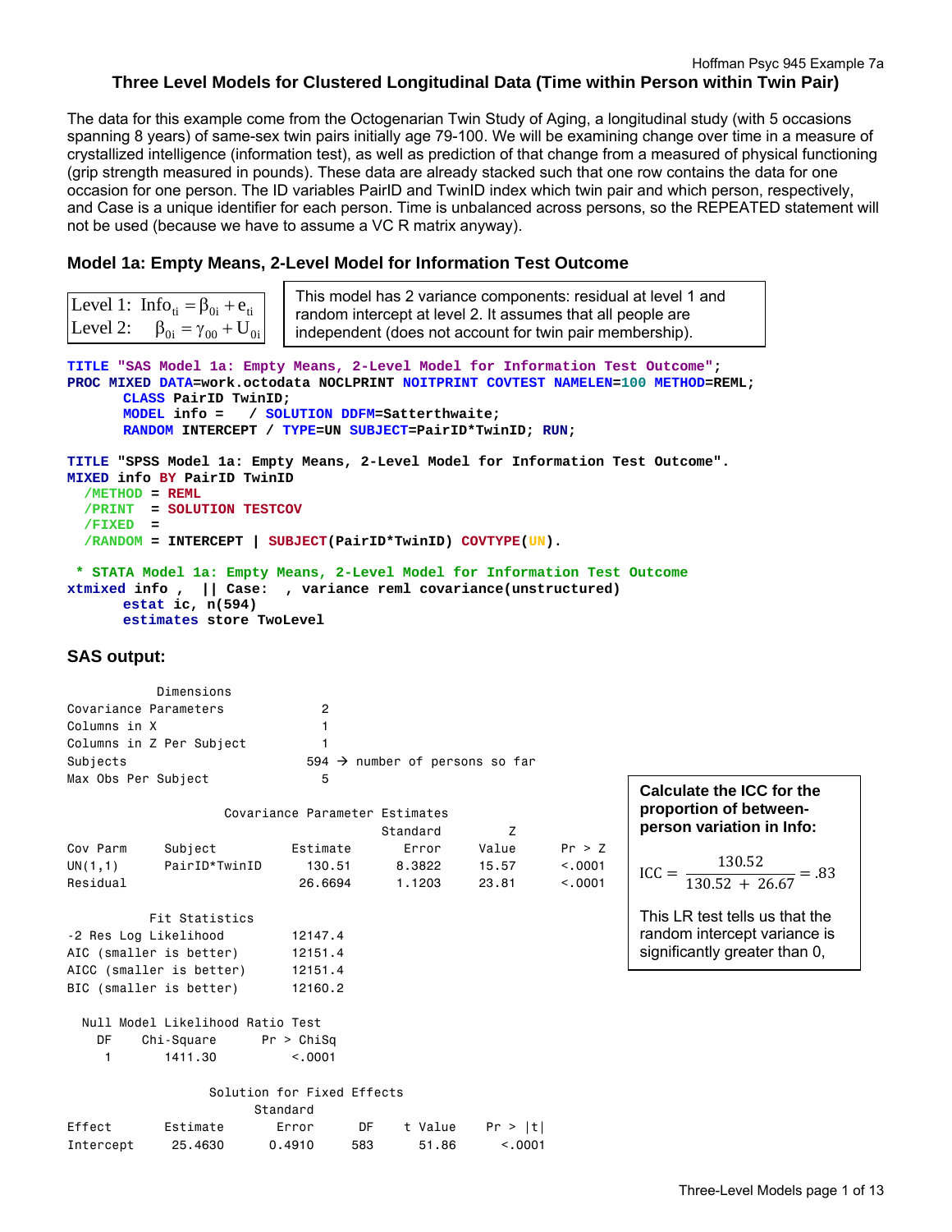**Three Level Models for Clustered Longitudinal Data (Time within Person within Twin Pair)**

The data for this example come from the Octogenarian Twin Study of Aging, a longitudinal study (with 5 occasions spanning 8 years) of same-sex twin pairs initially age 79-100. We will be examining change over time in a measure of crystallized intelligence (information test), as well as prediction of that change from a measured of physical functioning (grip strength measured in pounds). These data are already stacked such that one row contains the data for one occasion for one person. The ID variables PairID and TwinID index which twin pair and which person, respectively, and Case is a unique identifier for each person. Time is unbalanced across persons, so the REPEATED statement will not be used (because we have to assume a VC R matrix anyway).

## Model 1a: Empty Means, 2-Level Model for Information Test Outcome

$$\text{Level 1: } \text{Info}_{ti} = \beta_{0i} + e_{ti}$$
$$\text{Level 2: } \beta_{0i} = \gamma_{00} + U_{0i}$$

This model has 2 variance components: residual at level 1 and random intercept at level 2. It assumes that all people are independent (does not account for twin pair membership).

```
TITLE "SAS Model 1a: Empty Means, 2-Level Model for Information Test Outcome";
PROC MIXED DATA=work.octodata NOCLPRINT NOITPRINT COVTEST NAMELEN=100 METHOD=REML;
      CLASS PairID TwinID;
      MODEL info =   / SOLUTION DDFM=Satterthwaite;
      RANDOM INTERCEPT / TYPE=UN SUBJECT=PairID*TwinID; RUN;

TITLE "SPSS Model 1a: Empty Means, 2-Level Model for Information Test Outcome".
MIXED info BY PairID TwinID
   /METHOD = REML
   /PRINT  = SOLUTION TESTCOV
   /FIXED  =
   /RANDOM = INTERCEPT | SUBJECT(PairID*TwinID) COVTYPE(UN).

 * STATA Model 1a: Empty Means, 2-Level Model for Information Test Outcome
xtmixed info ,  || Case:  , variance reml covariance(unstructured)
      estat ic, n(594)
      estimates store TwoLevel
```

### SAS output:

```
           Dimensions
Covariance Parameters           2
Columns in X                    1
Columns in Z Per Subject        1
Subjects                      594 → number of persons so far
Max Obs Per Subject             5

                  Covariance Parameter Estimates
                                          Standard         Z
Cov Parm     Subject          Estimate       Error     Value       Pr > Z
UN(1,1)      PairID*TwinID      130.51      8.3822     15.57       <.0001
Residual                       26.6694      1.1203     23.81       <.0001

          Fit Statistics
-2 Res Log Likelihood        12147.4
AIC (smaller is better)      12151.4
AICC (smaller is better)     12151.4
BIC (smaller is better)      12160.2

  Null Model Likelihood Ratio Test
    DF    Chi-Square      Pr > ChiSq
     1       1411.30          <.0001

                 Solution for Fixed Effects
                          Standard
Effect       Estimate        Error      DF    t Value    Pr > |t|
Intercept     25.4630       0.4910     583      51.86      <.0001
```

**Calculate the ICC for the proportion of between-person variation in Info:**

$$\text{ICC} = \frac{130.52}{130.52 + 26.67} = .83$$

This LR test tells us that the random intercept variance is significantly greater than 0,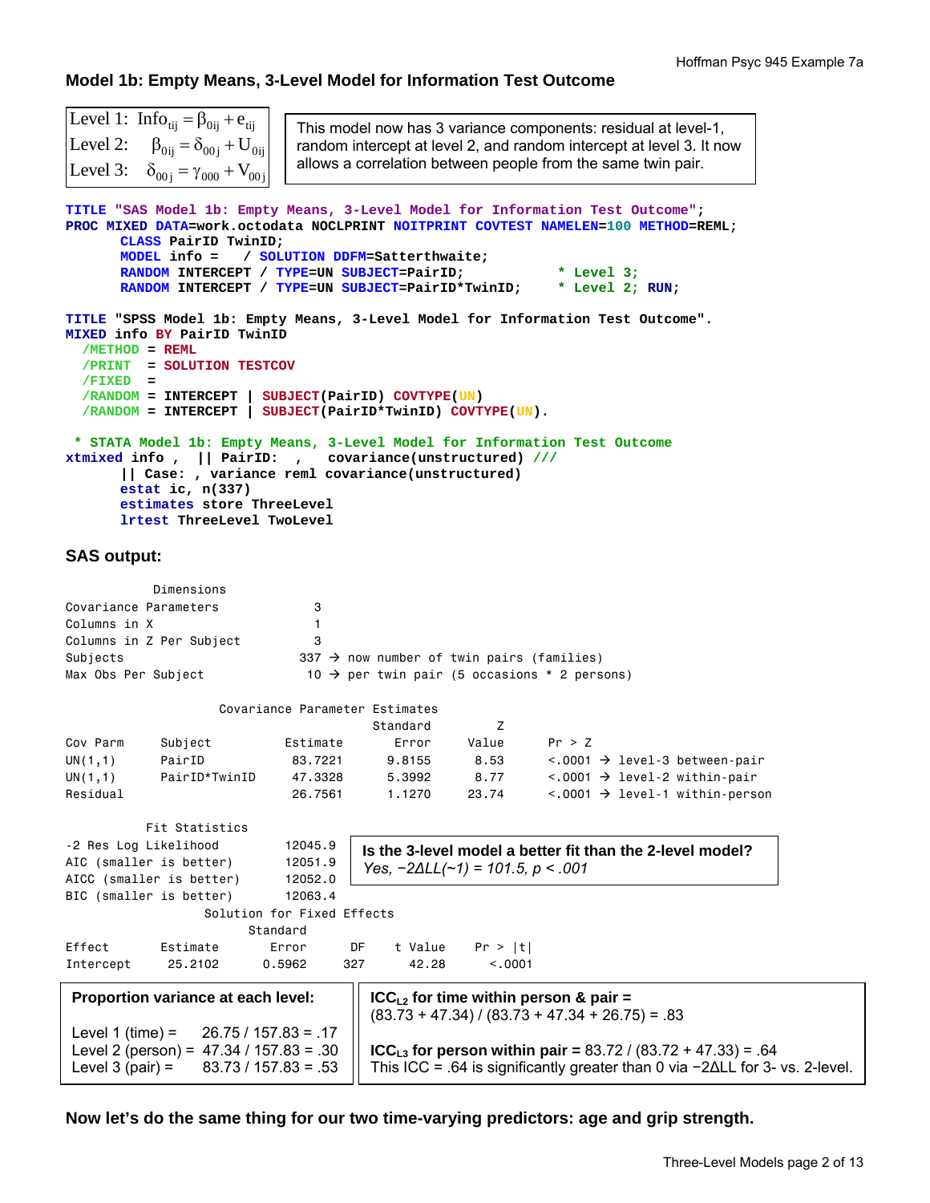## Model 1b: Empty Means, 3-Level Model for Information Test Outcome

$$\text{Level 1: } \text{Info}_{tij} = \beta_{0ij} + e_{tij}$$
$$\text{Level 2: } \beta_{0ij} = \delta_{00j} + U_{0ij}$$
$$\text{Level 3: } \delta_{00j} = \gamma_{000} + V_{00j}$$

This model now has 3 variance components: residual at level-1, random intercept at level 2, and random intercept at level 3. It now allows a correlation between people from the same twin pair.

```
TITLE "SAS Model 1b: Empty Means, 3-Level Model for Information Test Outcome";
PROC MIXED DATA=work.octodata NOCLPRINT NOITPRINT COVTEST NAMELEN=100 METHOD=REML;
      CLASS PairID TwinID;
      MODEL info =   / SOLUTION DDFM=Satterthwaite;
      RANDOM INTERCEPT / TYPE=UN SUBJECT=PairID;            * Level 3;
      RANDOM INTERCEPT / TYPE=UN SUBJECT=PairID*TwinID;     * Level 2; RUN;

TITLE "SPSS Model 1b: Empty Means, 3-Level Model for Information Test Outcome".
MIXED info BY PairID TwinID
  /METHOD = REML
  /PRINT  = SOLUTION TESTCOV
  /FIXED  =
  /RANDOM = INTERCEPT | SUBJECT(PairID) COVTYPE(UN)
  /RANDOM = INTERCEPT | SUBJECT(PairID*TwinID) COVTYPE(UN).

 * STATA Model 1b: Empty Means, 3-Level Model for Information Test Outcome
xtmixed info ,  || PairID:  ,   covariance(unstructured) ///
      || Case: , variance reml covariance(unstructured)
      estat ic, n(337)
      estimates store ThreeLevel
      lrtest ThreeLevel TwoLevel
```

### SAS output:

```
          Dimensions
Covariance Parameters            3
Columns in X                     1
Columns in Z Per Subject         3
Subjects                       337 → now number of twin pairs (families)
Max Obs Per Subject             10 → per twin pair (5 occasions * 2 persons)

                  Covariance Parameter Estimates
                                      Standard        Z
Cov Parm     Subject        Estimate      Error     Value      Pr > Z
UN(1,1)      PairID          83.7221     9.8155      8.53      <.0001 → level-3 between-pair
UN(1,1)      PairID*TwinID   47.3328     5.3992      8.77      <.0001 → level-2 within-pair
Residual                     26.7561     1.1270     23.74      <.0001 → level-1 within-person

          Fit Statistics
-2 Res Log Likelihood        12045.9
AIC (smaller is better)      12051.9
AICC (smaller is better)     12052.0
BIC (smaller is better)      12063.4

                  Solution for Fixed Effects
                         Standard
Effect       Estimate       Error      DF    t Value    Pr > |t|
Intercept     25.2102      0.5962     327      42.28      <.0001
```

**Is the 3-level model a better fit than the 2-level model?**
*Yes, −2ΔLL(~1) = 101.5, p < .001*

**Proportion variance at each level:**

Level 1 (time) = 26.75 / 157.83 = .17
Level 2 (person) = 47.34 / 157.83 = .30
Level 3 (pair) = 83.73 / 157.83 = .53

**$ICC_{L2}$ for time within person & pair =** (83.73 + 47.34) / (83.73 + 47.34 + 26.75) = .83

**$ICC_{L3}$ for person within pair =** 83.72 / (83.72 + 47.33) = .64
This ICC = .64 is significantly greater than 0 via −2ΔLL for 3- vs. 2-level.

**Now let's do the same thing for our two time-varying predictors: age and grip strength.**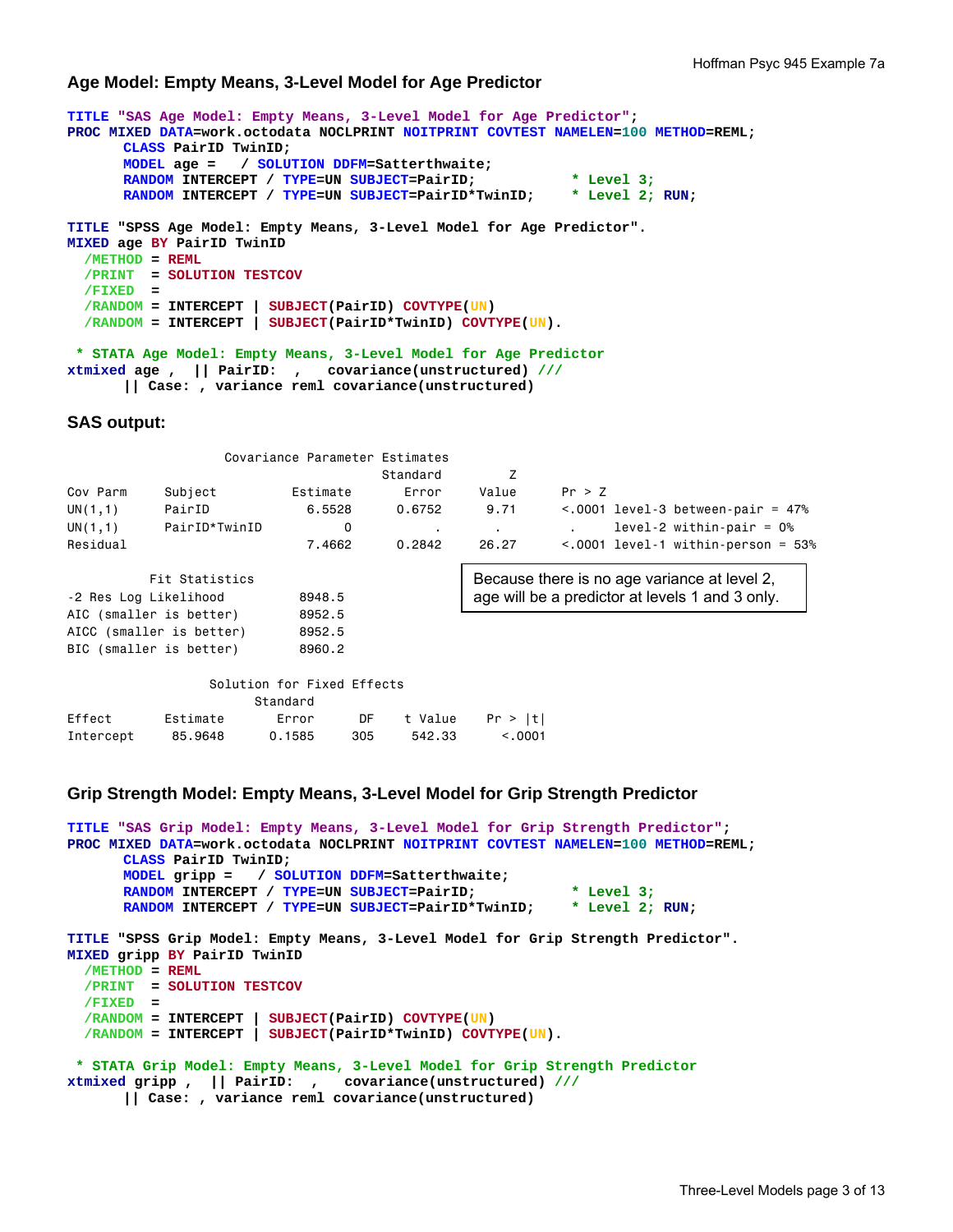### Age Model: Empty Means, 3-Level Model for Age Predictor

```
TITLE "SAS Age Model: Empty Means, 3-Level Model for Age Predictor";
PROC MIXED DATA=work.octodata NOCLPRINT NOITPRINT COVTEST NAMELEN=100 METHOD=REML;
      CLASS PairID TwinID;
      MODEL age =   / SOLUTION DDFM=Satterthwaite;
      RANDOM INTERCEPT / TYPE=UN SUBJECT=PairID;            * Level 3;
      RANDOM INTERCEPT / TYPE=UN SUBJECT=PairID*TwinID;     * Level 2; RUN;

TITLE "SPSS Age Model: Empty Means, 3-Level Model for Age Predictor".
MIXED age BY PairID TwinID
  /METHOD = REML
  /PRINT  = SOLUTION TESTCOV
  /FIXED  =
  /RANDOM = INTERCEPT | SUBJECT(PairID) COVTYPE(UN)
  /RANDOM = INTERCEPT | SUBJECT(PairID*TwinID) COVTYPE(UN).

 * STATA Age Model: Empty Means, 3-Level Model for Age Predictor
xtmixed age ,  || PairID:  ,   covariance(unstructured) ///
      || Case: , variance reml covariance(unstructured)
```

### SAS output:

```
                 Covariance Parameter Estimates
                                      Standard         Z
Cov Parm     Subject          Estimate       Error     Value       Pr > Z
UN(1,1)      PairID             6.5528      0.6752      9.71       <.0001 level-3 between-pair = 47%
UN(1,1)      PairID*TwinID           0           .         .            .     level-2 within-pair = 0%
Residual                        7.4662      0.2842     26.27       <.0001 level-1 within-person = 53%

          Fit Statistics
-2 Res Log Likelihood         8948.5
AIC (smaller is better)       8952.5
AICC (smaller is better)      8952.5
BIC (smaller is better)       8960.2

                 Solution for Fixed Effects
                           Standard
Effect       Estimate       Error      DF    t Value     Pr > |t|
Intercept     85.9648      0.1585     305     542.33      <.0001
```

Because there is no age variance at level 2, age will be a predictor at levels 1 and 3 only.

### Grip Strength Model: Empty Means, 3-Level Model for Grip Strength Predictor

```
TITLE "SAS Grip Model: Empty Means, 3-Level Model for Grip Strength Predictor";
PROC MIXED DATA=work.octodata NOCLPRINT NOITPRINT COVTEST NAMELEN=100 METHOD=REML;
      CLASS PairID TwinID;
      MODEL gripp =   / SOLUTION DDFM=Satterthwaite;
      RANDOM INTERCEPT / TYPE=UN SUBJECT=PairID;            * Level 3;
      RANDOM INTERCEPT / TYPE=UN SUBJECT=PairID*TwinID;     * Level 2; RUN;

TITLE "SPSS Grip Model: Empty Means, 3-Level Model for Grip Strength Predictor".
MIXED gripp BY PairID TwinID
  /METHOD = REML
  /PRINT  = SOLUTION TESTCOV
  /FIXED  =
  /RANDOM = INTERCEPT | SUBJECT(PairID) COVTYPE(UN)
  /RANDOM = INTERCEPT | SUBJECT(PairID*TwinID) COVTYPE(UN).

 * STATA Grip Model: Empty Means, 3-Level Model for Grip Strength Predictor
xtmixed gripp ,  || PairID:  ,   covariance(unstructured) ///
      || Case: , variance reml covariance(unstructured)
```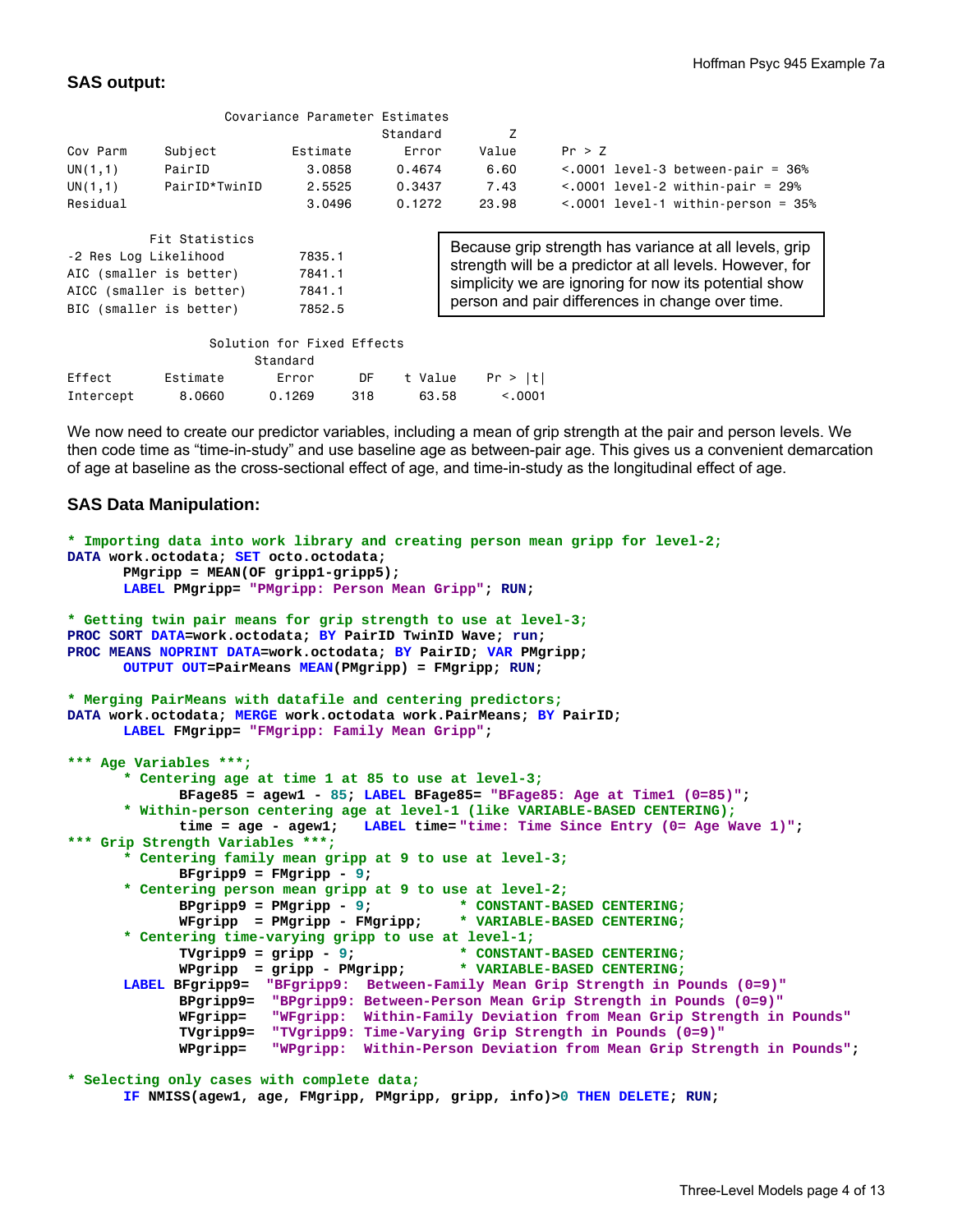### SAS output:

```
                 Covariance Parameter Estimates
                                      Standard          Z
Cov Parm     Subject         Estimate       Error      Value       Pr > Z
UN(1,1)      PairID            3.0858      0.4674       6.60       <.0001 level-3 between-pair = 36%
UN(1,1)      PairID*TwinID     2.5525      0.3437       7.43       <.0001 level-2 within-pair = 29%
Residual                       3.0496      0.1272      23.98       <.0001 level-1 within-person = 35%

           Fit Statistics
-2 Res Log Likelihood          7835.1
AIC (smaller is better)        7841.1
AICC (smaller is better)       7841.1
BIC (smaller is better)        7852.5

                  Solution for Fixed Effects
                        Standard
Effect        Estimate       Error      DF    t Value    Pr > |t|
Intercept       8.0660      0.1269     318      63.58      <.0001
```

Because grip strength has variance at all levels, grip strength will be a predictor at all levels. However, for simplicity we are ignoring for now its potential show person and pair differences in change over time.

We now need to create our predictor variables, including a mean of grip strength at the pair and person levels. We then code time as "time-in-study" and use baseline age as between-pair age. This gives us a convenient demarcation of age at baseline as the cross-sectional effect of age, and time-in-study as the longitudinal effect of age.

### SAS Data Manipulation:

```
* Importing data into work library and creating person mean gripp for level-2;
DATA work.octodata; SET octo.octodata;
      PMgripp = MEAN(OF gripp1-gripp5);
      LABEL PMgripp= "PMgripp: Person Mean Gripp"; RUN;

* Getting twin pair means for grip strength to use at level-3;
PROC SORT DATA=work.octodata; BY PairID TwinID Wave; run;
PROC MEANS NOPRINT DATA=work.octodata; BY PairID; VAR PMgripp;
      OUTPUT OUT=PairMeans MEAN(PMgripp) = FMgripp; RUN;

* Merging PairMeans with datafile and centering predictors;
DATA work.octodata; MERGE work.octodata work.PairMeans; BY PairID;
      LABEL FMgripp= "FMgripp: Family Mean Gripp";

*** Age Variables ***;
      * Centering age at time 1 at 85 to use at level-3;
            BFage85 = agew1 - 85; LABEL BFage85= "BFage85: Age at Time1 (0=85)";
      * Within-person centering age at level-1 (like VARIABLE-BASED CENTERING);
            time = age - agew1;  LABEL time="time: Time Since Entry (0= Age Wave 1)";
*** Grip Strength Variables ***;
      * Centering family mean gripp at 9 to use at level-3;
            BFgripp9 = FMgripp - 9;
      * Centering person mean gripp at 9 to use at level-2;
            BPgripp9 = PMgripp - 9;          * CONSTANT-BASED CENTERING;
            WFgripp  = PMgripp - FMgripp;    * VARIABLE-BASED CENTERING;
      * Centering time-varying gripp to use at level-1;
            TVgripp9 = gripp - 9;            * CONSTANT-BASED CENTERING;
            WPgripp  = gripp - PMgripp;      * VARIABLE-BASED CENTERING;
      LABEL BFgripp9=  "BFgripp9:  Between-Family Mean Grip Strength in Pounds (0=9)"
            BPgripp9=  "BPgripp9: Between-Person Mean Grip Strength in Pounds (0=9)"
            WFgripp=   "WFgripp:  Within-Family Deviation from Mean Grip Strength in Pounds"
            TVgripp9=  "TVgripp9: Time-Varying Grip Strength in Pounds (0=9)"
            WPgripp=   "WPgripp:  Within-Person Deviation from Mean Grip Strength in Pounds";

* Selecting only cases with complete data;
      IF NMISS(agew1, age, FMgripp, PMgripp, gripp, info)>0 THEN DELETE; RUN;
```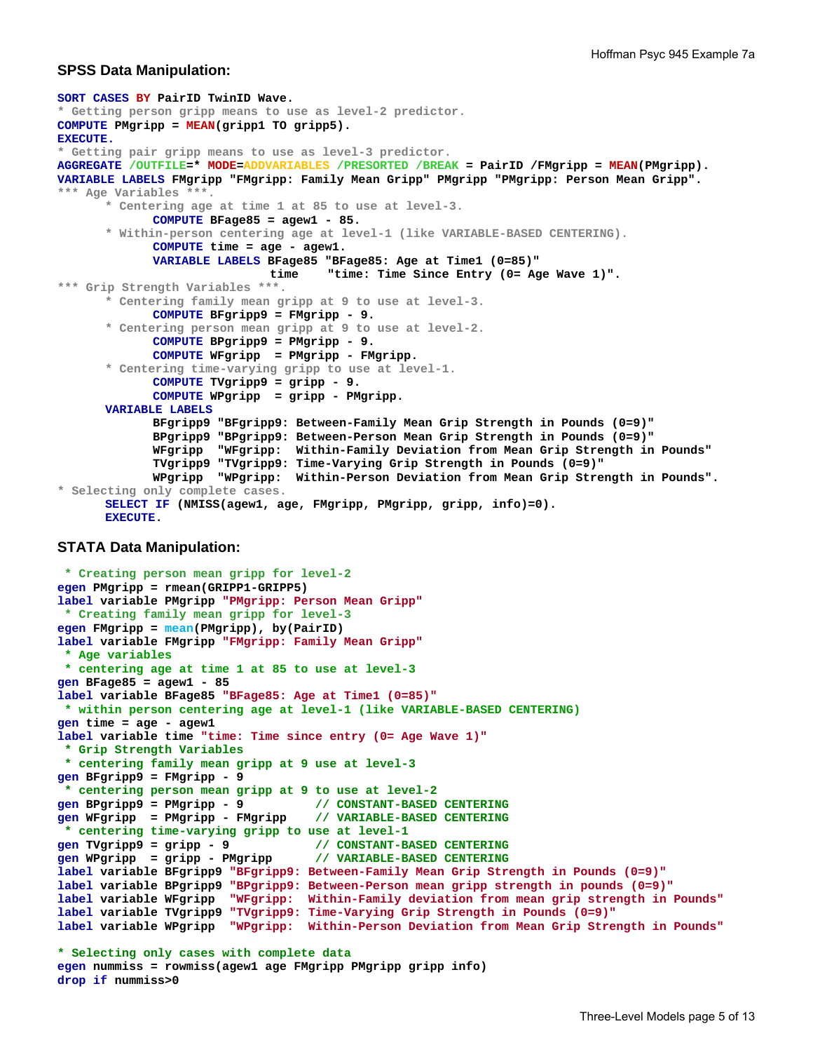### SPSS Data Manipulation:

```
SORT CASES BY PairID TwinID Wave.
* Getting person gripp means to use as level-2 predictor.
COMPUTE PMgripp = MEAN(gripp1 TO gripp5).
EXECUTE.
* Getting pair gripp means to use as level-3 predictor.
AGGREGATE /OUTFILE=* MODE=ADDVARIABLES /PRESORTED /BREAK = PairID /FMgripp = MEAN(PMgripp).
VARIABLE LABELS FMgripp "FMgripp: Family Mean Gripp" PMgripp "PMgripp: Person Mean Gripp".
*** Age Variables ***.
      * Centering age at time 1 at 85 to use at level-3.
            COMPUTE BFage85 = agew1 - 85.
      * Within-person centering age at level-1 (like VARIABLE-BASED CENTERING).
            COMPUTE time = age - agew1.
            VARIABLE LABELS BFage85 "BFage85: Age at Time1 (0=85)"
                            time    "time: Time Since Entry (0= Age Wave 1)".
*** Grip Strength Variables ***.
      * Centering family mean gripp at 9 to use at level-3.
            COMPUTE BFgripp9 = FMgripp - 9.
      * Centering person mean gripp at 9 to use at level-2.
            COMPUTE BPgripp9 = PMgripp - 9.
            COMPUTE WFgripp  = PMgripp - FMgripp.
      * Centering time-varying gripp to use at level-1.
            COMPUTE TVgripp9 = gripp - 9.
            COMPUTE WPgripp  = gripp - PMgripp.
      VARIABLE LABELS
            BFgripp9 "BFgripp9: Between-Family Mean Grip Strength in Pounds (0=9)"
            BPgripp9 "BPgripp9: Between-Person Mean Grip Strength in Pounds (0=9)"
            WFgripp  "WFgripp:  Within-Family Deviation from Mean Grip Strength in Pounds"
            TVgripp9 "TVgripp9: Time-Varying Grip Strength in Pounds (0=9)"
            WPgripp  "WPgripp:  Within-Person Deviation from Mean Grip Strength in Pounds".
* Selecting only complete cases.
      SELECT IF (NMISS(agew1, age, FMgripp, PMgripp, gripp, info)=0).
      EXECUTE.
```

### STATA Data Manipulation:

```
 * Creating person mean gripp for level-2
egen PMgripp = rmean(GRIPP1-GRIPP5)
label variable PMgripp "PMgripp: Person Mean Gripp"
 * Creating family mean gripp for level-3
egen FMgripp = mean(PMgripp), by(PairID)
label variable FMgripp "FMgripp: Family Mean Gripp"
 * Age variables
 * centering age at time 1 at 85 to use at level-3
gen BFage85 = agew1 - 85
label variable BFage85 "BFage85: Age at Time1 (0=85)"
 * within person centering age at level-1 (like VARIABLE-BASED CENTERING)
gen time = age - agew1
label variable time "time: Time since entry (0= Age Wave 1)"
 * Grip Strength Variables
 * centering family mean gripp at 9 use at level-3
gen BFgripp9 = FMgripp - 9
 * centering person mean gripp at 9 to use at level-2
gen BPgripp9 = PMgripp - 9          // CONSTANT-BASED CENTERING
gen WFgripp  = PMgripp - FMgripp    // VARIABLE-BASED CENTERING
 * centering time-varying gripp to use at level-1
gen TVgripp9 = gripp - 9            // CONSTANT-BASED CENTERING
gen WPgripp  = gripp - PMgripp      // VARIABLE-BASED CENTERING
label variable BFgripp9 "BFgripp9: Between-Family Mean Grip Strength in Pounds (0=9)"
label variable BPgripp9 "BPgripp9: Between-Person mean gripp strength in pounds (0=9)"
label variable WFgripp  "WFgripp:  Within-Family deviation from mean grip strength in Pounds"
label variable TVgripp9 "TVgripp9: Time-Varying Grip Strength in Pounds (0=9)"
label variable WPgripp  "WPgripp:  Within-Person Deviation from Mean Grip Strength in Pounds"

* Selecting only cases with complete data
egen nummiss = rowmiss(agew1 age FMgripp PMgripp gripp info)
drop if nummiss>0
```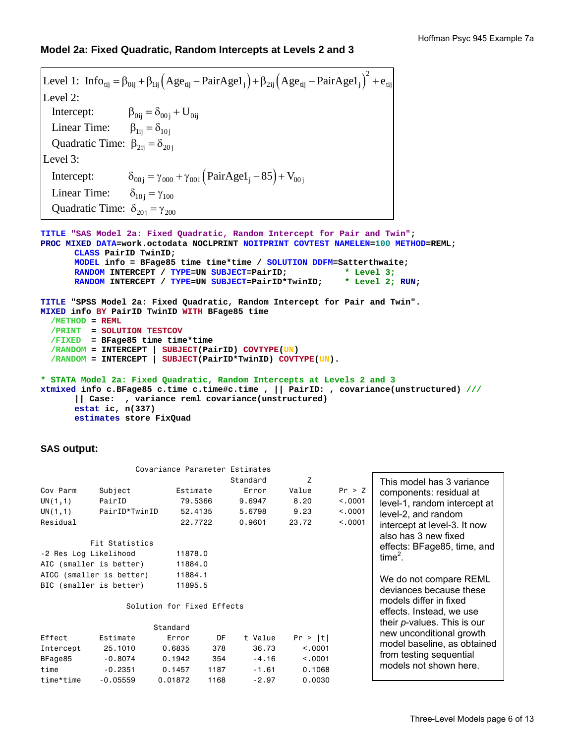## Model 2a: Fixed Quadratic, Random Intercepts at Levels 2 and 3

Level 1: $\text{Info}_{tij} = \beta_{0ij} + \beta_{1ij}\left(\text{Age}_{tij} - \text{PairAge1}_j\right) + \beta_{2ij}\left(\text{Age}_{tij} - \text{PairAge1}_j\right)^2 + e_{tij}$

Level 2:

- Intercept: $\beta_{0ij} = \delta_{00j} + U_{0ij}$
- Linear Time: $\beta_{1ij} = \delta_{10j}$
- Quadratic Time: $\beta_{2ij} = \delta_{20j}$

Level 3:

- Intercept: $\delta_{00j} = \gamma_{000} + \gamma_{001}\left(\text{PairAge1}_j - 85\right) + V_{00j}$
- Linear Time: $\delta_{10j} = \gamma_{100}$
- Quadratic Time: $\delta_{20j} = \gamma_{200}$

```
TITLE "SAS Model 2a: Fixed Quadratic, Random Intercept for Pair and Twin";
PROC MIXED DATA=work.octodata NOCLPRINT NOITPRINT COVTEST NAMELEN=100 METHOD=REML;
      CLASS PairID TwinID;
      MODEL info = BFage85 time time*time / SOLUTION DDFM=Satterthwaite;
      RANDOM INTERCEPT / TYPE=UN SUBJECT=PairID;           * Level 3;
      RANDOM INTERCEPT / TYPE=UN SUBJECT=PairID*TwinID;    * Level 2; RUN;

TITLE "SPSS Model 2a: Fixed Quadratic, Random Intercept for Pair and Twin".
MIXED info BY PairID TwinID WITH BFage85 time
  /METHOD = REML
  /PRINT  = SOLUTION TESTCOV
  /FIXED  = BFage85 time time*time
  /RANDOM = INTERCEPT | SUBJECT(PairID) COVTYPE(UN)
  /RANDOM = INTERCEPT | SUBJECT(PairID*TwinID) COVTYPE(UN).

* STATA Model 2a: Fixed Quadratic, Random Intercepts at Levels 2 and 3
xtmixed info c.BFage85 c.time c.time#c.time , || PairID: , covariance(unstructured) ///
      || Case:  , variance reml covariance(unstructured)
      estat ic, n(337)
      estimates store FixQuad
```

### SAS output:

Covariance Parameter Estimates

| Cov Parm | Subject | Estimate | Standard Error | Z Value | Pr > Z |
|---|---|---|---|---|---|
| UN(1,1) | PairID | 79.5366 | 9.6947 | 8.20 | <.0001 |
| UN(1,1) | PairID*TwinID | 52.4135 | 5.6798 | 9.23 | <.0001 |
| Residual | | 22.7722 | 0.9601 | 23.72 | <.0001 |

Fit Statistics

| | |
|---|---|
| -2 Res Log Likelihood | 11878.0 |
| AIC (smaller is better) | 11884.0 |
| AICC (smaller is better) | 11884.1 |
| BIC (smaller is better) | 11895.5 |

Solution for Fixed Effects

| Effect | Estimate | Standard Error | DF | t Value | Pr > \|t\| |
|---|---|---|---|---|---|
| Intercept | 25.1010 | 0.6835 | 378 | 36.73 | <.0001 |
| BFage85 | -0.8074 | 0.1942 | 354 | -4.16 | <.0001 |
| time | -0.2351 | 0.1457 | 1187 | -1.61 | 0.1068 |
| time*time | -0.05559 | 0.01872 | 1168 | -2.97 | 0.0030 |

This model has 3 variance components: residual at level-1, random intercept at level-2, and random intercept at level-3. It now also has 3 new fixed effects: BFage85, time, and time$^2$.

We do not compare REML deviances because these models differ in fixed effects. Instead, we use their *p*-values. This is our new unconditional growth model baseline, as obtained from testing sequential models not shown here.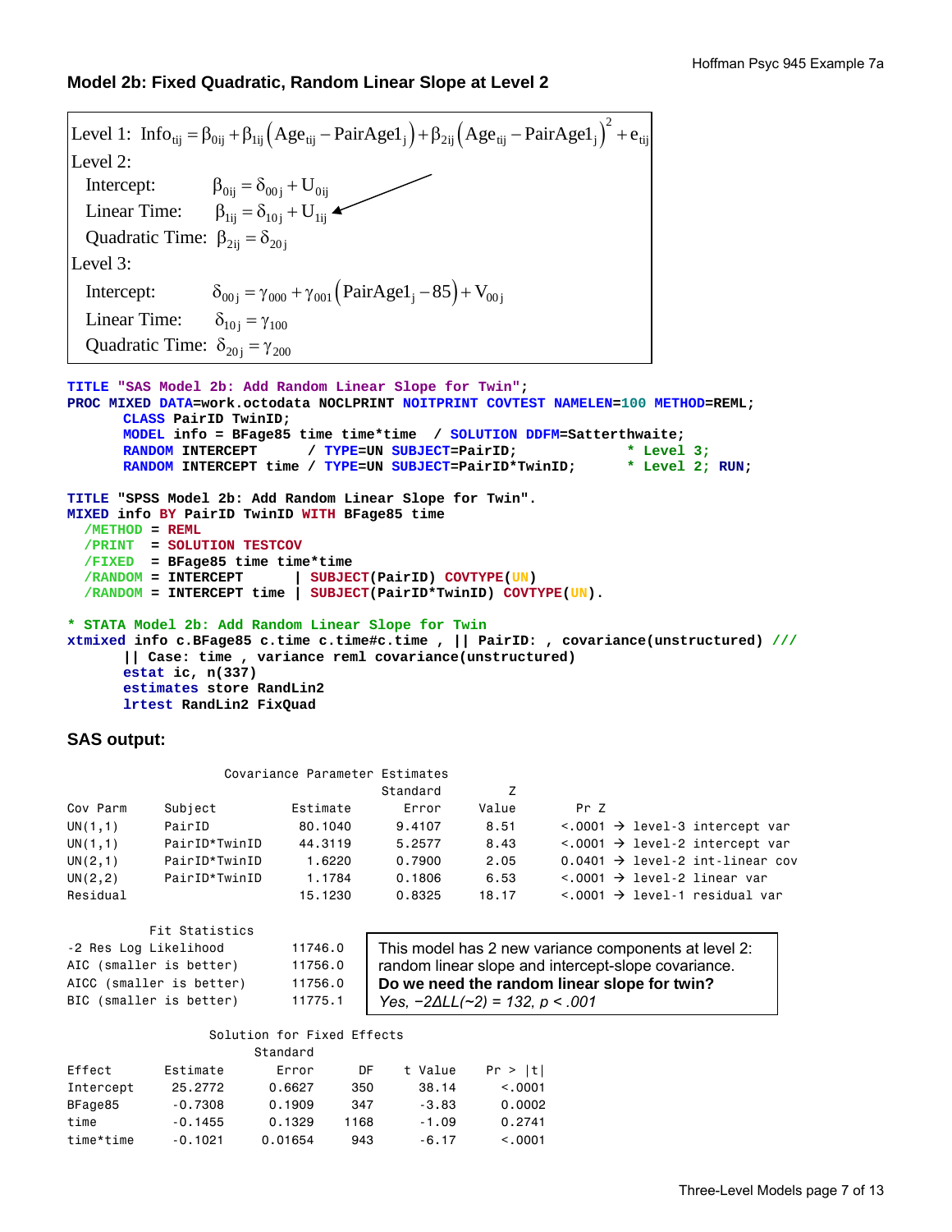## Model 2b: Fixed Quadratic, Random Linear Slope at Level 2

$$\text{Level 1: } \text{Info}_{tij} = \beta_{0ij} + \beta_{1ij}\left(\text{Age}_{tij} - \text{PairAge1}_j\right) + \beta_{2ij}\left(\text{Age}_{tij} - \text{PairAge1}_j\right)^2 + e_{tij}$$

Level 2:

$$\text{Intercept: } \beta_{0ij} = \delta_{00j} + U_{0ij}$$

$$\text{Linear Time: } \beta_{1ij} = \delta_{10j} + U_{1ij}$$

$$\text{Quadratic Time: } \beta_{2ij} = \delta_{20j}$$

Level 3:

$$\text{Intercept: } \delta_{00j} = \gamma_{000} + \gamma_{001}\left(\text{PairAge1}_j - 85\right) + V_{00j}$$

$$\text{Linear Time: } \delta_{10j} = \gamma_{100}$$

$$\text{Quadratic Time: } \delta_{20j} = \gamma_{200}$$

```
TITLE "SAS Model 2b: Add Random Linear Slope for Twin";
PROC MIXED DATA=work.octodata NOCLPRINT NOITPRINT COVTEST NAMELEN=100 METHOD=REML;
      CLASS PairID TwinID;
      MODEL info = BFage85 time time*time  / SOLUTION DDFM=Satterthwaite;
      RANDOM INTERCEPT      / TYPE=UN SUBJECT=PairID;             * Level 3;
      RANDOM INTERCEPT time / TYPE=UN SUBJECT=PairID*TwinID;      * Level 2; RUN;

TITLE "SPSS Model 2b: Add Random Linear Slope for Twin".
MIXED info BY PairID TwinID WITH BFage85 time
  /METHOD = REML
  /PRINT  = SOLUTION TESTCOV
  /FIXED  = BFage85 time time*time
  /RANDOM = INTERCEPT      | SUBJECT(PairID) COVTYPE(UN)
  /RANDOM = INTERCEPT time | SUBJECT(PairID*TwinID) COVTYPE(UN).

* STATA Model 2b: Add Random Linear Slope for Twin
xtmixed info c.BFage85 c.time c.time#c.time , || PairID: , covariance(unstructured) ///
      || Case: time , variance reml covariance(unstructured)
      estat ic, n(337)
      estimates store RandLin2
      lrtest RandLin2 FixQuad
```

### SAS output:

Covariance Parameter Estimates

| Cov Parm | Subject | Estimate | Standard Error | Z Value | Pr Z | |
|---|---|---|---|---|---|---|
| UN(1,1) | PairID | 80.1040 | 9.4107 | 8.51 | <.0001 | → level-3 intercept var |
| UN(1,1) | PairID*TwinID | 44.3119 | 5.2577 | 8.43 | <.0001 | → level-2 intercept var |
| UN(2,1) | PairID*TwinID | 1.6220 | 0.7900 | 2.05 | 0.0401 | → level-2 int-linear cov |
| UN(2,2) | PairID*TwinID | 1.1784 | 0.1806 | 6.53 | <.0001 | → level-2 linear var |
| Residual | | 15.1230 | 0.8325 | 18.17 | <.0001 | → level-1 residual var |

Fit Statistics

| | |
|---|---|
| -2 Res Log Likelihood | 11746.0 |
| AIC (smaller is better) | 11756.0 |
| AICC (smaller is better) | 11756.0 |
| BIC (smaller is better) | 11775.1 |

This model has 2 new variance components at level 2: random linear slope and intercept-slope covariance.
**Do we need the random linear slope for twin?**
*Yes, −2ΔLL(~2) = 132, p < .001*

Solution for Fixed Effects

| Effect | Estimate | Standard Error | DF | t Value | Pr > \|t\| |
|---|---|---|---|---|---|
| Intercept | 25.2772 | 0.6627 | 350 | 38.14 | <.0001 |
| BFage85 | -0.7308 | 0.1909 | 347 | -3.83 | 0.0002 |
| time | -0.1455 | 0.1329 | 1168 | -1.09 | 0.2741 |
| time*time | -0.1021 | 0.01654 | 943 | -6.17 | <.0001 |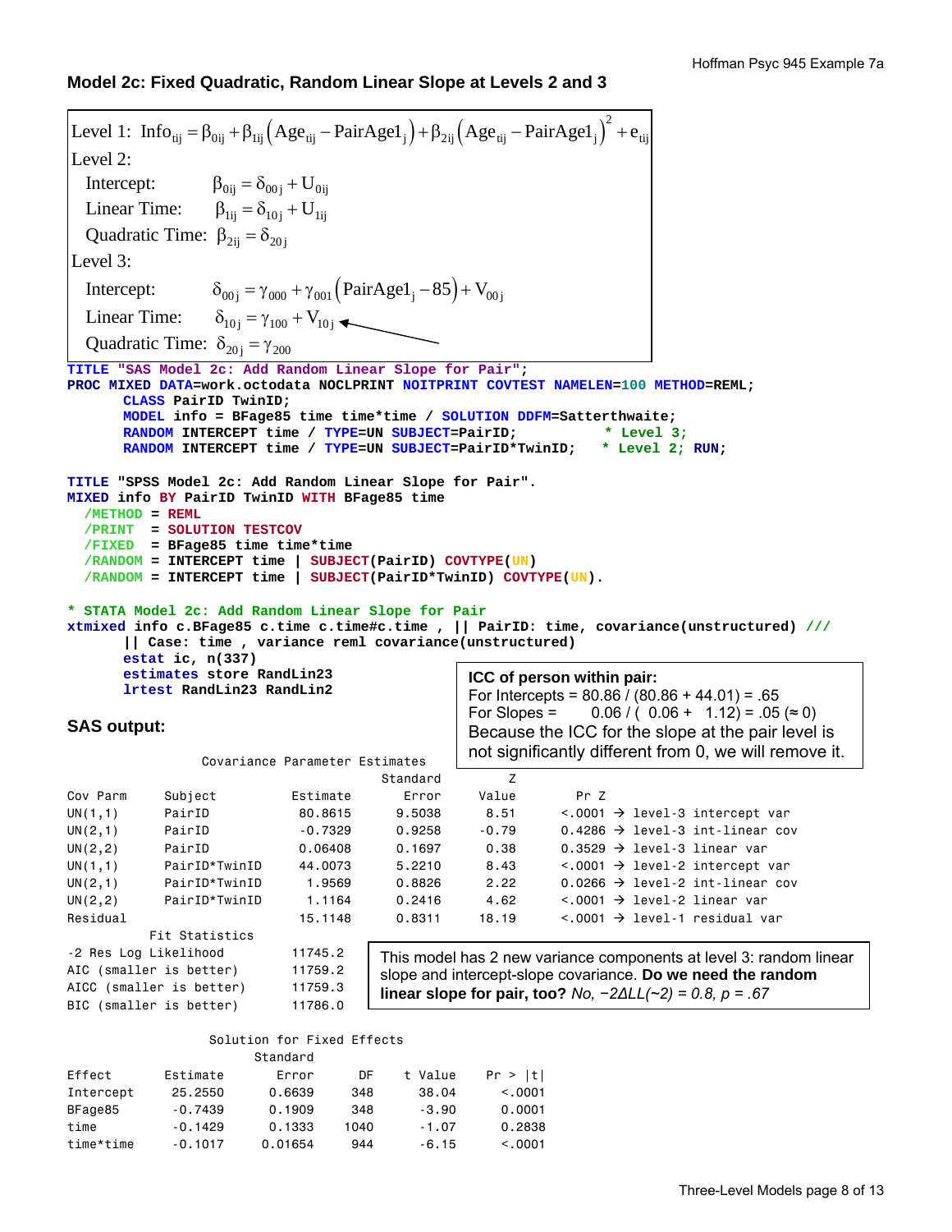## Model 2c: Fixed Quadratic, Random Linear Slope at Levels 2 and 3

$$\text{Level 1: } \text{Info}_{tij} = \beta_{0ij} + \beta_{1ij}\left(\text{Age}_{tij} - \text{PairAge1}_j\right) + \beta_{2ij}\left(\text{Age}_{tij} - \text{PairAge1}_j\right)^2 + e_{tij}$$

Level 2:

$$\text{Intercept: } \beta_{0ij} = \delta_{00j} + U_{0ij}$$

$$\text{Linear Time: } \beta_{1ij} = \delta_{10j} + U_{1ij}$$

$$\text{Quadratic Time: } \beta_{2ij} = \delta_{20j}$$

Level 3:

$$\text{Intercept: } \delta_{00j} = \gamma_{000} + \gamma_{001}\left(\text{PairAge1}_j - 85\right) + V_{00j}$$

$$\text{Linear Time: } \delta_{10j} = \gamma_{100} + V_{10j}$$

$$\text{Quadratic Time: } \delta_{20j} = \gamma_{200}$$

```
TITLE "SAS Model 2c: Add Random Linear Slope for Pair";
PROC MIXED DATA=work.octodata NOCLPRINT NOITPRINT COVTEST NAMELEN=100 METHOD=REML;
      CLASS PairID TwinID;
      MODEL info = BFage85 time time*time / SOLUTION DDFM=Satterthwaite;
      RANDOM INTERCEPT time / TYPE=UN SUBJECT=PairID;          * Level 3;
      RANDOM INTERCEPT time / TYPE=UN SUBJECT=PairID*TwinID;   * Level 2; RUN;

TITLE "SPSS Model 2c: Add Random Linear Slope for Pair".
MIXED info BY PairID TwinID WITH BFage85 time
  /METHOD = REML
  /PRINT  = SOLUTION TESTCOV
  /FIXED  = BFage85 time time*time
  /RANDOM = INTERCEPT time | SUBJECT(PairID) COVTYPE(UN)
  /RANDOM = INTERCEPT time | SUBJECT(PairID*TwinID) COVTYPE(UN).

* STATA Model 2c: Add Random Linear Slope for Pair
xtmixed info c.BFage85 c.time c.time#c.time , || PairID: time, covariance(unstructured) ///
      || Case: time , variance reml covariance(unstructured)
      estat ic, n(337)
      estimates store RandLin23
      lrtest RandLin23 RandLin2
```

**ICC of person within pair:**
For Intercepts = 80.86 / (80.86 + 44.01) = .65
For Slopes = 0.06 / ( 0.06 + 1.12) = .05 (≈ 0)
Because the ICC for the slope at the pair level is not significantly different from 0, we will remove it.

### SAS output:

Covariance Parameter Estimates

| Cov Parm | Subject | Estimate | Standard Error | Z Value | Pr Z | |
|---|---|---|---|---|---|---|
| UN(1,1) | PairID | 80.8615 | 9.5038 | 8.51 | <.0001 | → level-3 intercept var |
| UN(2,1) | PairID | -0.7329 | 0.9258 | -0.79 | 0.4286 | → level-3 int-linear cov |
| UN(2,2) | PairID | 0.06408 | 0.1697 | 0.38 | 0.3529 | → level-3 linear var |
| UN(1,1) | PairID*TwinID | 44.0073 | 5.2210 | 8.43 | <.0001 | → level-2 intercept var |
| UN(2,1) | PairID*TwinID | 1.9569 | 0.8826 | 2.22 | 0.0266 | → level-2 int-linear cov |
| UN(2,2) | PairID*TwinID | 1.1164 | 0.2416 | 4.62 | <.0001 | → level-2 linear var |
| Residual | | 15.1148 | 0.8311 | 18.19 | <.0001 | → level-1 residual var |

Fit Statistics

| | |
|---|---|
| -2 Res Log Likelihood | 11745.2 |
| AIC (smaller is better) | 11759.2 |
| AICC (smaller is better) | 11759.3 |
| BIC (smaller is better) | 11786.0 |

This model has 2 new variance components at level 3: random linear slope and intercept-slope covariance. **Do we need the random linear slope for pair, too?** *No, −2ΔLL(~2) = 0.8, p = .67*

Solution for Fixed Effects

| Effect | Estimate | Standard Error | DF | t Value | Pr > \|t\| |
|---|---|---|---|---|---|
| Intercept | 25.2550 | 0.6639 | 348 | 38.04 | <.0001 |
| BFage85 | -0.7439 | 0.1909 | 348 | -3.90 | 0.0001 |
| time | -0.1429 | 0.1333 | 1040 | -1.07 | 0.2838 |
| time*time | -0.1017 | 0.01654 | 944 | -6.15 | <.0001 |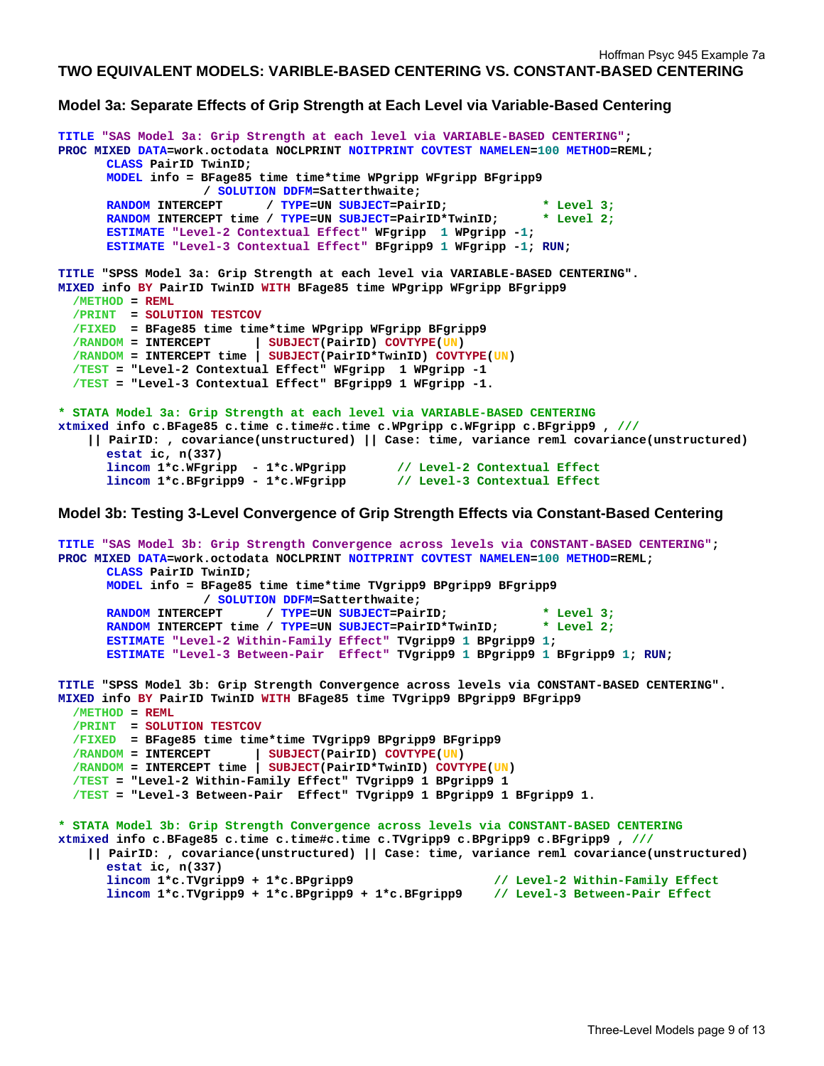## TWO EQUIVALENT MODELS: VARIBLE-BASED CENTERING VS. CONSTANT-BASED CENTERING

### Model 3a: Separate Effects of Grip Strength at Each Level via Variable-Based Centering

```
TITLE "SAS Model 3a: Grip Strength at each level via VARIABLE-BASED CENTERING";
PROC MIXED DATA=work.octodata NOCLPRINT NOITPRINT COVTEST NAMELEN=100 METHOD=REML;
      CLASS PairID TwinID;
      MODEL info = BFage85 time time*time WPgripp WFgripp BFgripp9
                  / SOLUTION DDFM=Satterthwaite;
      RANDOM INTERCEPT      / TYPE=UN SUBJECT=PairID;            * Level 3;
      RANDOM INTERCEPT time / TYPE=UN SUBJECT=PairID*TwinID;     * Level 2;
      ESTIMATE "Level-2 Contextual Effect" WFgripp  1 WPgripp -1;
      ESTIMATE "Level-3 Contextual Effect" BFgripp9 1 WFgripp -1; RUN;

TITLE "SPSS Model 3a: Grip Strength at each level via VARIABLE-BASED CENTERING".
MIXED info BY PairID TwinID WITH BFage85 time WPgripp WFgripp BFgripp9
  /METHOD = REML
  /PRINT  = SOLUTION TESTCOV
  /FIXED  = BFage85 time time*time WPgripp WFgripp BFgripp9
  /RANDOM = INTERCEPT      | SUBJECT(PairID) COVTYPE(UN)
  /RANDOM = INTERCEPT time | SUBJECT(PairID*TwinID) COVTYPE(UN)
  /TEST = "Level-2 Contextual Effect" WFgripp  1 WPgripp -1
  /TEST = "Level-3 Contextual Effect" BFgripp9 1 WFgripp -1.

* STATA Model 3a: Grip Strength at each level via VARIABLE-BASED CENTERING
xtmixed info c.BFage85 c.time c.time#c.time c.WPgripp c.WFgripp c.BFgripp9 , ///
     || PairID: , covariance(unstructured) || Case: time, variance reml covariance(unstructured)
      estat ic, n(337)
      lincom 1*c.WFgripp  - 1*c.WPgripp       // Level-2 Contextual Effect
      lincom 1*c.BFgripp9 - 1*c.WFgripp       // Level-3 Contextual Effect
```

### Model 3b: Testing 3-Level Convergence of Grip Strength Effects via Constant-Based Centering

```
TITLE "SAS Model 3b: Grip Strength Convergence across levels via CONSTANT-BASED CENTERING";
PROC MIXED DATA=work.octodata NOCLPRINT NOITPRINT COVTEST NAMELEN=100 METHOD=REML;
      CLASS PairID TwinID;
      MODEL info = BFage85 time time*time TVgripp9 BPgripp9 BFgripp9
                  / SOLUTION DDFM=Satterthwaite;
      RANDOM INTERCEPT      / TYPE=UN SUBJECT=PairID;            * Level 3;
      RANDOM INTERCEPT time / TYPE=UN SUBJECT=PairID*TwinID;     * Level 2;
      ESTIMATE "Level-2 Within-Family Effect" TVgripp9 1 BPgripp9 1;
      ESTIMATE "Level-3 Between-Pair  Effect" TVgripp9 1 BPgripp9 1 BFgripp9 1; RUN;

TITLE "SPSS Model 3b: Grip Strength Convergence across levels via CONSTANT-BASED CENTERING".
MIXED info BY PairID TwinID WITH BFage85 time TVgripp9 BPgripp9 BFgripp9
  /METHOD = REML
  /PRINT  = SOLUTION TESTCOV
  /FIXED  = BFage85 time time*time TVgripp9 BPgripp9 BFgripp9
  /RANDOM = INTERCEPT      | SUBJECT(PairID) COVTYPE(UN)
  /RANDOM = INTERCEPT time | SUBJECT(PairID*TwinID) COVTYPE(UN)
  /TEST = "Level-2 Within-Family Effect" TVgripp9 1 BPgripp9 1
  /TEST = "Level-3 Between-Pair  Effect" TVgripp9 1 BPgripp9 1 BFgripp9 1.

* STATA Model 3b: Grip Strength Convergence across levels via CONSTANT-BASED CENTERING
xtmixed info c.BFage85 c.time c.time#c.time c.TVgripp9 c.BPgripp9 c.BFgripp9 , ///
     || PairID: , covariance(unstructured) || Case: time, variance reml covariance(unstructured)
      estat ic, n(337)
      lincom 1*c.TVgripp9 + 1*c.BPgripp9                  // Level-2 Within-Family Effect
      lincom 1*c.TVgripp9 + 1*c.BPgripp9 + 1*c.BFgripp9    // Level-3 Between-Pair Effect
```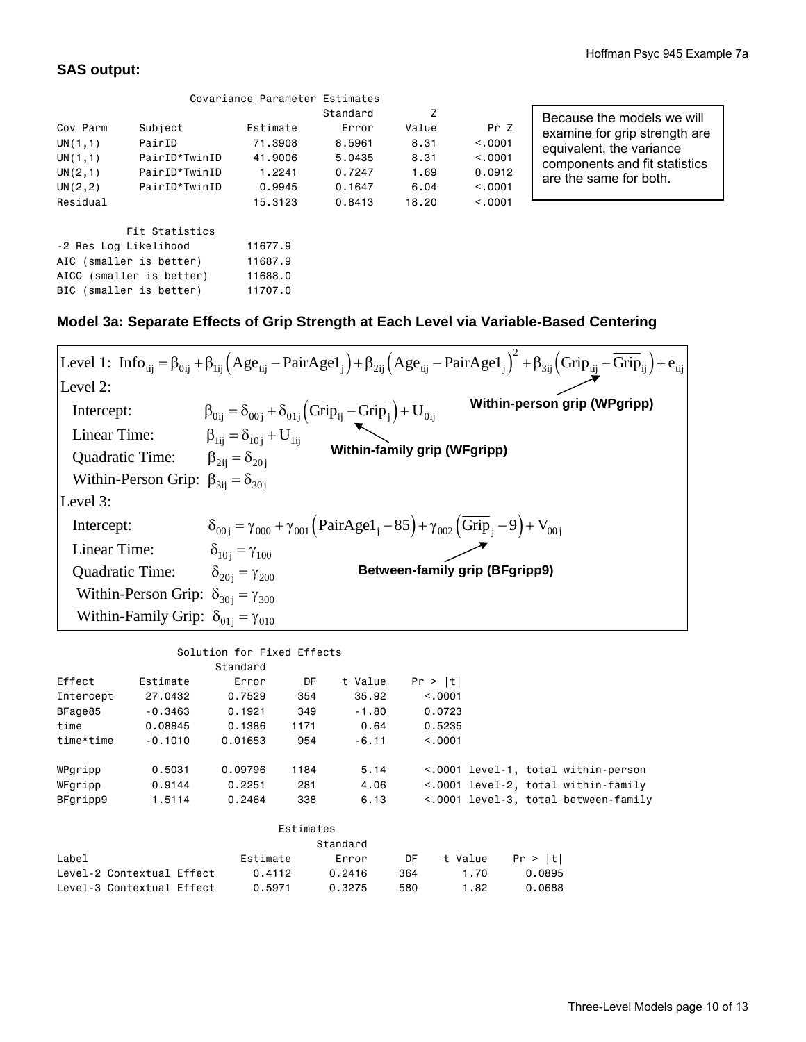**SAS output:**

```
                    Covariance Parameter Estimates
                                           Standard         Z
Cov Parm      Subject          Estimate       Error     Value        Pr Z
UN(1,1)       PairID            71.3908      8.5961      8.31      <.0001
UN(1,1)       PairID*TwinID     41.9006      5.0435      8.31      <.0001
UN(2,1)       PairID*TwinID      1.2241      0.7247      1.69      0.0912
UN(2,2)       PairID*TwinID      0.9945      0.1647      6.04      <.0001
Residual                        15.3123      0.8413     18.20      <.0001

           Fit Statistics
-2 Res Log Likelihood         11677.9
AIC (smaller is better)       11687.9
AICC (smaller is better)      11688.0
BIC (smaller is better)       11707.0
```

Because the models we will examine for grip strength are equivalent, the variance components and fit statistics are the same for both.

### Model 3a: Separate Effects of Grip Strength at Each Level via Variable-Based Centering

Level 1: $\text{Info}_{tij} = \beta_{0ij} + \beta_{1ij}\left(\text{Age}_{tij} - \text{PairAge1}_j\right) + \beta_{2ij}\left(\text{Age}_{tij} - \text{PairAge1}_j\right)^2 + \beta_{3ij}\left(\text{Grip}_{tij} - \overline{\text{Grip}}_{ij}\right) + e_{tij}$

Level 2:

- Intercept: $\beta_{0ij} = \delta_{00j} + \delta_{01j}\left(\overline{\text{Grip}}_{ij} - \overline{\text{Grip}}_j\right) + U_{0ij}$
- Linear Time: $\beta_{1ij} = \delta_{10j} + U_{1ij}$
- Quadratic Time: $\beta_{2ij} = \delta_{20j}$
- Within-Person Grip: $\beta_{3ij} = \delta_{30j}$

Level 3:

- Intercept: $\delta_{00j} = \gamma_{000} + \gamma_{001}\left(\text{PairAge1}_j - 85\right) + \gamma_{002}\left(\overline{\text{Grip}}_j - 9\right) + V_{00j}$
- Linear Time: $\delta_{10j} = \gamma_{100}$
- Quadratic Time: $\delta_{20j} = \gamma_{200}$
- Within-Person Grip: $\delta_{30j} = \gamma_{300}$
- Within-Family Grip: $\delta_{01j} = \gamma_{010}$

Within-person grip (WPgripp) — $\left(\text{Grip}_{tij} - \overline{\text{Grip}}_{ij}\right)$

Within-family grip (WFgripp) — $\left(\overline{\text{Grip}}_{ij} - \overline{\text{Grip}}_j\right)$

Between-family grip (BFgripp9) — $\left(\overline{\text{Grip}}_j - 9\right)$

```
                     Solution for Fixed Effects
                            Standard
Effect        Estimate         Error      DF     t Value     Pr > |t|
Intercept      27.0432        0.7529     354       35.92       <.0001
BFage85        -0.3463        0.1921     349       -1.80       0.0723
time           0.08845        0.1386    1171        0.64       0.5235
time*time      -0.1010       0.01653     954       -6.11       <.0001

WPgripp         0.5031       0.09796    1184        5.14       <.0001 level-1, total within-person
WFgripp         0.9144        0.2251     281        4.06       <.0001 level-2, total within-family
BFgripp9        1.5114        0.2464     338        6.13       <.0001 level-3, total between-family

                                    Estimates
                                          Standard
Label                         Estimate       Error      DF    t Value    Pr > |t|
Level-2 Contextual Effect       0.4112      0.2416     364       1.70      0.0895
Level-3 Contextual Effect       0.5971      0.3275     580       1.82      0.0688
```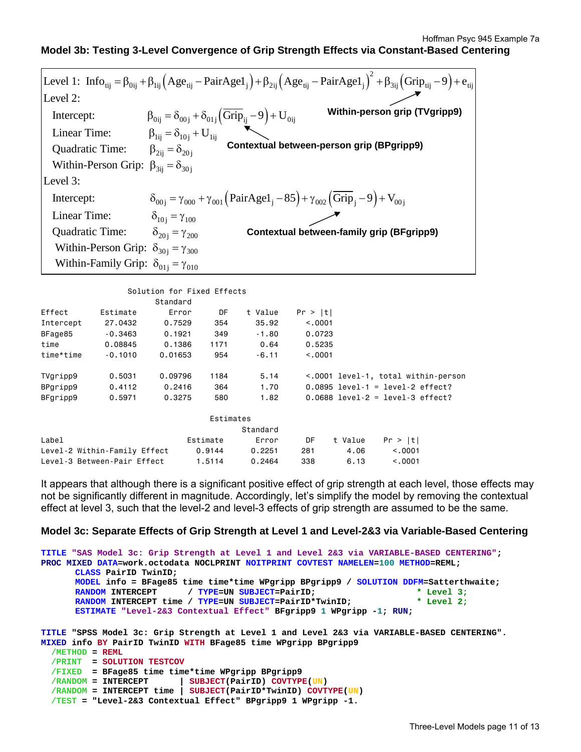## Model 3b: Testing 3-Level Convergence of Grip Strength Effects via Constant-Based Centering

Level 1: $\text{Info}_{tij} = \beta_{0ij} + \beta_{1ij}\left(\text{Age}_{tij} - \text{PairAge1}_j\right) + \beta_{2ij}\left(\text{Age}_{tij} - \text{PairAge1}_j\right)^2 + \beta_{3ij}\left(\text{Grip}_{tij} - 9\right) + e_{tij}$

**Within-person grip (TVgripp9)**

Level 2:

- Intercept: $\beta_{0ij} = \delta_{00j} + \delta_{01j}\left(\overline{\text{Grip}}_{ij} - 9\right) + U_{0ij}$
- Linear Time: $\beta_{1ij} = \delta_{10j} + U_{1ij}$
- Quadratic Time: $\beta_{2ij} = \delta_{20j}$
- Within-Person Grip: $\beta_{3ij} = \delta_{30j}$

**Contextual between-person grip (BPgripp9)**

Level 3:

- Intercept: $\delta_{00j} = \gamma_{000} + \gamma_{001}\left(\text{PairAge1}_j - 85\right) + \gamma_{002}\left(\overline{\text{Grip}}_j - 9\right) + V_{00j}$
- Linear Time: $\delta_{10j} = \gamma_{100}$
- Quadratic Time: $\delta_{20j} = \gamma_{200}$
- Within-Person Grip: $\delta_{30j} = \gamma_{300}$
- Within-Family Grip: $\delta_{01j} = \gamma_{010}$

**Contextual between-family grip (BFgripp9)**

```
                 Solution for Fixed Effects
                         Standard
Effect        Estimate      Error      DF    t Value    Pr > |t|
Intercept      27.0432     0.7529     354      35.92      <.0001
BFage85        -0.3463     0.1921     349      -1.80      0.0723
time           0.08845     0.1386    1171       0.64      0.5235
time*time      -0.1010    0.01653     954      -6.11      <.0001

TVgripp9        0.5031    0.09796    1184       5.14      <.0001 level-1, total within-person
BPgripp9        0.4112     0.2416     364       1.70      0.0895 level-1 = level-2 effect?
BFgripp9        0.5971     0.3275     580       1.82      0.0688 level-2 = level-3 effect?

                              Estimates
                                         Standard
Label                          Estimate      Error      DF    t Value    Pr > |t|
Level-2 Within-Family Effect     0.9144     0.2251     281       4.06      <.0001
Level-3 Between-Pair Effect      1.5114     0.2464     338       6.13      <.0001
```

It appears that although there is a significant positive effect of grip strength at each level, those effects may not be significantly different in magnitude. Accordingly, let's simplify the model by removing the contextual effect at level 3, such that the level-2 and level-3 effects of grip strength are assumed to be the same.

## Model 3c: Separate Effects of Grip Strength at Level 1 and Level-2&3 via Variable-Based Centering

```
TITLE "SAS Model 3c: Grip Strength at Level 1 and Level 2&3 via VARIABLE-BASED CENTERING";
PROC MIXED DATA=work.octodata NOCLPRINT NOITPRINT COVTEST NAMELEN=100 METHOD=REML;
      CLASS PairID TwinID;
      MODEL info = BFage85 time time*time WPgripp BPgripp9 / SOLUTION DDFM=Satterthwaite;
      RANDOM INTERCEPT      / TYPE=UN SUBJECT=PairID;                  * Level 3;
      RANDOM INTERCEPT time / TYPE=UN SUBJECT=PairID*TwinID;           * Level 2;
      ESTIMATE "Level-2&3 Contextual Effect" BFgripp9 1 WPgripp -1; RUN;

TITLE "SPSS Model 3c: Grip Strength at Level 1 and Level 2&3 via VARIABLE-BASED CENTERING".
MIXED info BY PairID TwinID WITH BFage85 time WPgripp BPgripp9
  /METHOD = REML
  /PRINT  = SOLUTION TESTCOV
  /FIXED  = BFage85 time time*time WPgripp BPgripp9
  /RANDOM = INTERCEPT      | SUBJECT(PairID) COVTYPE(UN)
  /RANDOM = INTERCEPT time | SUBJECT(PairID*TwinID) COVTYPE(UN)
  /TEST = "Level-2&3 Contextual Effect" BPgripp9 1 WPgripp -1.
```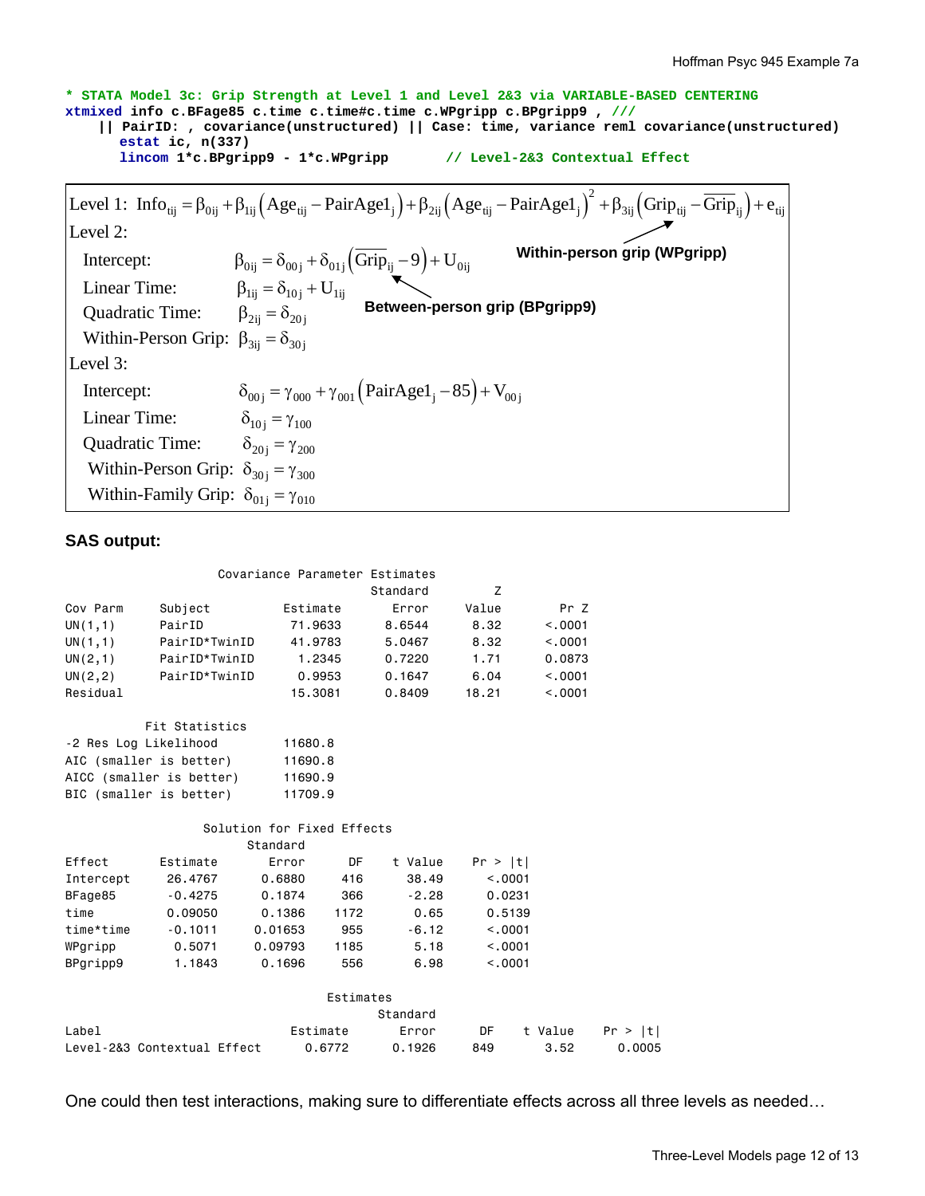```
* STATA Model 3c: Grip Strength at Level 1 and Level 2&3 via VARIABLE-BASED CENTERING
xtmixed info c.BFage85 c.time c.time#c.time c.WPgripp c.BPgripp9 , ///
    || PairID: , covariance(unstructured) || Case: time, variance reml covariance(unstructured)
      estat ic, n(337)
      lincom 1*c.BPgripp9 - 1*c.WPgripp        // Level-2&3 Contextual Effect
```

Level 1: $\text{Info}_{tij} = \beta_{0ij} + \beta_{1ij}\left(\text{Age}_{tij} - \text{PairAge1}_j\right) + \beta_{2ij}\left(\text{Age}_{tij} - \text{PairAge1}_j\right)^2 + \beta_{3ij}\left(\text{Grip}_{tij} - \overline{\text{Grip}}_{ij}\right) + e_{tij}$

Level 2:

- Intercept: $\beta_{0ij} = \delta_{00j} + \delta_{01j}\left(\overline{\text{Grip}}_{ij} - 9\right) + U_{0ij}$
- Linear Time: $\beta_{1ij} = \delta_{10j} + U_{1ij}$
- Quadratic Time: $\beta_{2ij} = \delta_{20j}$
- Within-Person Grip: $\beta_{3ij} = \delta_{30j}$

Level 3:

- Intercept: $\delta_{00j} = \gamma_{000} + \gamma_{001}\left(\text{PairAge1}_j - 85\right) + V_{00j}$
- Linear Time: $\delta_{10j} = \gamma_{100}$
- Quadratic Time: $\delta_{20j} = \gamma_{200}$
- Within-Person Grip: $\delta_{30j} = \gamma_{300}$
- Within-Family Grip: $\delta_{01j} = \gamma_{010}$

**Within-person grip (WPgripp)**

**Between-person grip (BPgripp9)**

**SAS output:**

Covariance Parameter Estimates

| Cov Parm | Subject | Estimate | Standard Error | Z Value | Pr Z |
|---|---|---|---|---|---|
| UN(1,1) | PairID | 71.9633 | 8.6544 | 8.32 | <.0001 |
| UN(1,1) | PairID*TwinID | 41.9783 | 5.0467 | 8.32 | <.0001 |
| UN(2,1) | PairID*TwinID | 1.2345 | 0.7220 | 1.71 | 0.0873 |
| UN(2,2) | PairID*TwinID | 0.9953 | 0.1647 | 6.04 | <.0001 |
| Residual | | 15.3081 | 0.8409 | 18.21 | <.0001 |

Fit Statistics

| | |
|---|---|
| -2 Res Log Likelihood | 11680.8 |
| AIC (smaller is better) | 11690.8 |
| AICC (smaller is better) | 11690.9 |
| BIC (smaller is better) | 11709.9 |

Solution for Fixed Effects

| Effect | Estimate | Standard Error | DF | t Value | Pr > \|t\| |
|---|---|---|---|---|---|
| Intercept | 26.4767 | 0.6880 | 416 | 38.49 | <.0001 |
| BFage85 | -0.4275 | 0.1874 | 366 | -2.28 | 0.0231 |
| time | 0.09050 | 0.1386 | 1172 | 0.65 | 0.5139 |
| time*time | -0.1011 | 0.01653 | 955 | -6.12 | <.0001 |
| WPgripp | 0.5071 | 0.09793 | 1185 | 5.18 | <.0001 |
| BPgripp9 | 1.1843 | 0.1696 | 556 | 6.98 | <.0001 |

Estimates

| Label | Estimate | Standard Error | DF | t Value | Pr > \|t\| |
|---|---|---|---|---|---|
| Level-2&3 Contextual Effect | 0.6772 | 0.1926 | 849 | 3.52 | 0.0005 |

One could then test interactions, making sure to differentiate effects across all three levels as needed…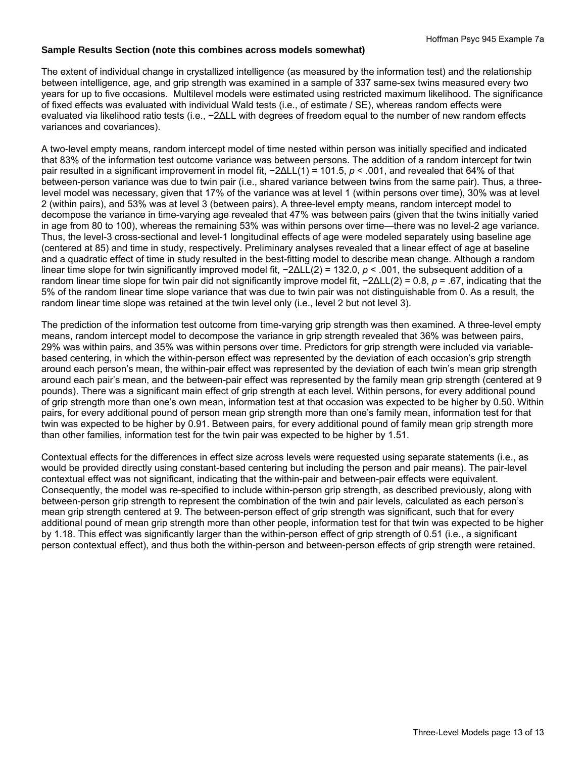**Sample Results Section (note this combines across models somewhat)**

The extent of individual change in crystallized intelligence (as measured by the information test) and the relationship between intelligence, age, and grip strength was examined in a sample of 337 same-sex twins measured every two years for up to five occasions. Multilevel models were estimated using restricted maximum likelihood. The significance of fixed effects was evaluated with individual Wald tests (i.e., of estimate / SE), whereas random effects were evaluated via likelihood ratio tests (i.e., $-2\Delta LL$ with degrees of freedom equal to the number of new random effects variances and covariances).

A two-level empty means, random intercept model of time nested within person was initially specified and indicated that 83% of the information test outcome variance was between persons. The addition of a random intercept for twin pair resulted in a significant improvement in model fit, $-2\Delta LL(1) = 101.5$, $p < .001$, and revealed that 64% of that between-person variance was due to twin pair (i.e., shared variance between twins from the same pair). Thus, a three-level model was necessary, given that 17% of the variance was at level 1 (within persons over time), 30% was at level 2 (within pairs), and 53% was at level 3 (between pairs). A three-level empty means, random intercept model to decompose the variance in time-varying age revealed that 47% was between pairs (given that the twins initially varied in age from 80 to 100), whereas the remaining 53% was within persons over time—there was no level-2 age variance. Thus, the level-3 cross-sectional and level-1 longitudinal effects of age were modeled separately using baseline age (centered at 85) and time in study, respectively. Preliminary analyses revealed that a linear effect of age at baseline and a quadratic effect of time in study resulted in the best-fitting model to describe mean change. Although a random linear time slope for twin significantly improved model fit, $-2\Delta LL(2) = 132.0$, $p < .001$, the subsequent addition of a random linear time slope for twin pair did not significantly improve model fit, $-2\Delta LL(2) = 0.8$, $p = .67$, indicating that the 5% of the random linear time slope variance that was due to twin pair was not distinguishable from 0. As a result, the random linear time slope was retained at the twin level only (i.e., level 2 but not level 3).

The prediction of the information test outcome from time-varying grip strength was then examined. A three-level empty means, random intercept model to decompose the variance in grip strength revealed that 36% was between pairs, 29% was within pairs, and 35% was within persons over time. Predictors for grip strength were included via variable-based centering, in which the within-person effect was represented by the deviation of each occasion's grip strength around each person's mean, the within-pair effect was represented by the deviation of each twin's mean grip strength around each pair's mean, and the between-pair effect was represented by the family mean grip strength (centered at 9 pounds). There was a significant main effect of grip strength at each level. Within persons, for every additional pound of grip strength more than one's own mean, information test at that occasion was expected to be higher by 0.50. Within pairs, for every additional pound of person mean grip strength more than one's family mean, information test for that twin was expected to be higher by 0.91. Between pairs, for every additional pound of family mean grip strength more than other families, information test for the twin pair was expected to be higher by 1.51.

Contextual effects for the differences in effect size across levels were requested using separate statements (i.e., as would be provided directly using constant-based centering but including the person and pair means). The pair-level contextual effect was not significant, indicating that the within-pair and between-pair effects were equivalent. Consequently, the model was re-specified to include within-person grip strength, as described previously, along with between-person grip strength to represent the combination of the twin and pair levels, calculated as each person's mean grip strength centered at 9. The between-person effect of grip strength was significant, such that for every additional pound of mean grip strength more than other people, information test for that twin was expected to be higher by 1.18. This effect was significantly larger than the within-person effect of grip strength of 0.51 (i.e., a significant person contextual effect), and thus both the within-person and between-person effects of grip strength were retained.